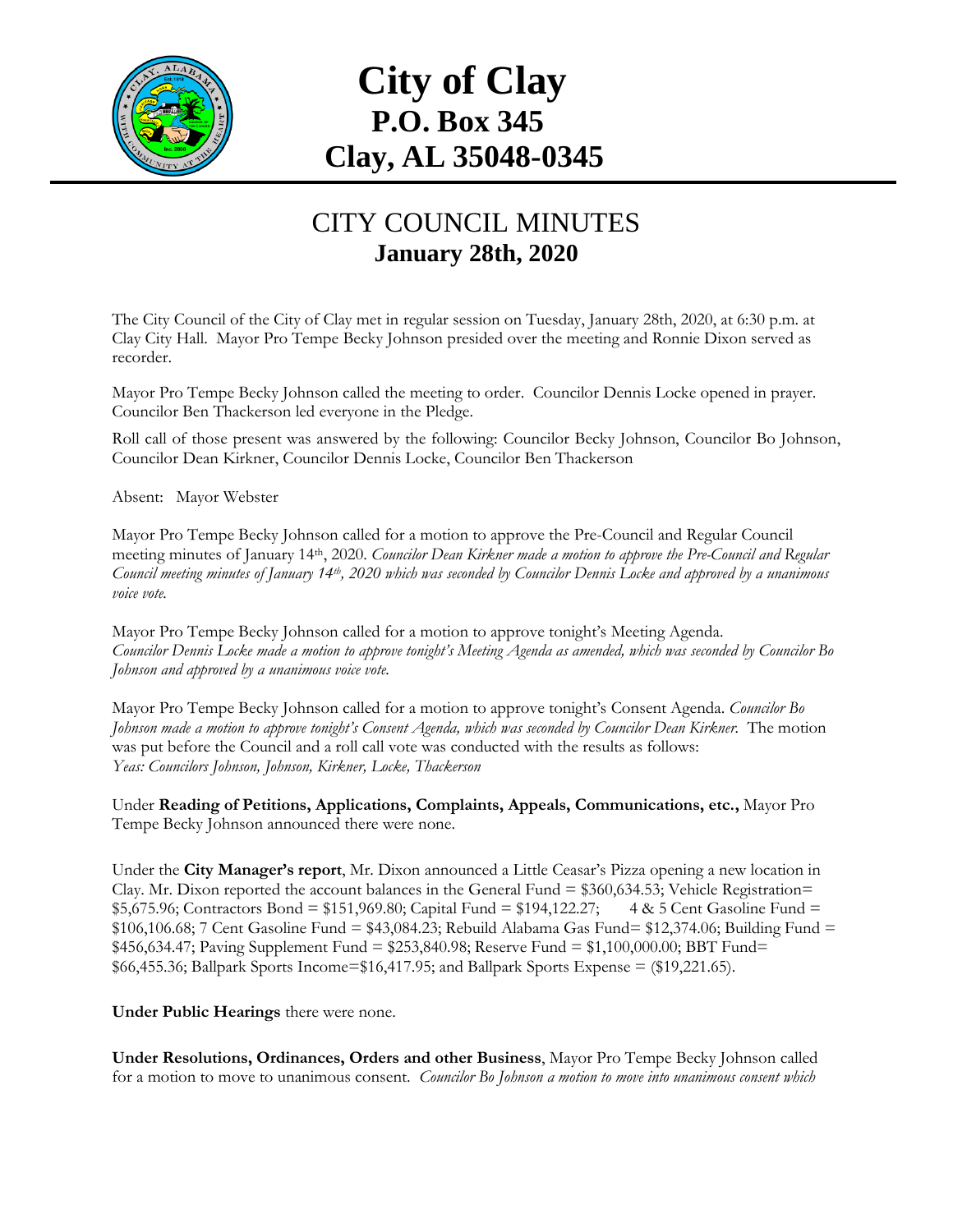# City of Clay
## P.O. Box 345
## Clay, AL 35048-0345

# CITY COUNCIL MINUTES
## January 28th, 2020

The City Council of the City of Clay met in regular session on Tuesday, January 28th, 2020, at 6:30 p.m. at Clay City Hall. Mayor Pro Tempe Becky Johnson presided over the meeting and Ronnie Dixon served as recorder.

Mayor Pro Tempe Becky Johnson called the meeting to order. Councilor Dennis Locke opened in prayer. Councilor Ben Thackerson led everyone in the Pledge.

Roll call of those present was answered by the following: Councilor Becky Johnson, Councilor Bo Johnson, Councilor Dean Kirkner, Councilor Dennis Locke, Councilor Ben Thackerson

Absent: Mayor Webster

Mayor Pro Tempe Becky Johnson called for a motion to approve the Pre-Council and Regular Council meeting minutes of January 14th, 2020. *Councilor Dean Kirkner made a motion to approve the Pre-Council and Regular Council meeting minutes of January 14th, 2020 which was seconded by Councilor Dennis Locke and approved by a unanimous voice vote.*

Mayor Pro Tempe Becky Johnson called for a motion to approve tonight's Meeting Agenda. *Councilor Dennis Locke made a motion to approve tonight's Meeting Agenda as amended, which was seconded by Councilor Bo Johnson and approved by a unanimous voice vote.*

Mayor Pro Tempe Becky Johnson called for a motion to approve tonight's Consent Agenda. *Councilor Bo Johnson made a motion to approve tonight's Consent Agenda, which was seconded by Councilor Dean Kirkner.* The motion was put before the Council and a roll call vote was conducted with the results as follows:
*Yeas: Councilors Johnson, Johnson, Kirkner, Locke, Thackerson*

Under **Reading of Petitions, Applications, Complaints, Appeals, Communications, etc.,** Mayor Pro Tempe Becky Johnson announced there were none.

Under the **City Manager's report**, Mr. Dixon announced a Little Ceasar's Pizza opening a new location in Clay. Mr. Dixon reported the account balances in the General Fund = $360,634.53; Vehicle Registration= $5,675.96; Contractors Bond = $151,969.80; Capital Fund = $194,122.27; 4 & 5 Cent Gasoline Fund = $106,106.68; 7 Cent Gasoline Fund = $43,084.23; Rebuild Alabama Gas Fund= $12,374.06; Building Fund = $456,634.47; Paving Supplement Fund = $253,840.98; Reserve Fund = $1,100,000.00; BBT Fund= $66,455.36; Ballpark Sports Income=$16,417.95; and Ballpark Sports Expense = ($19,221.65).

**Under Public Hearings** there were none.

**Under Resolutions, Ordinances, Orders and other Business**, Mayor Pro Tempe Becky Johnson called for a motion to move to unanimous consent. *Councilor Bo Johnson a motion to move into unanimous consent which*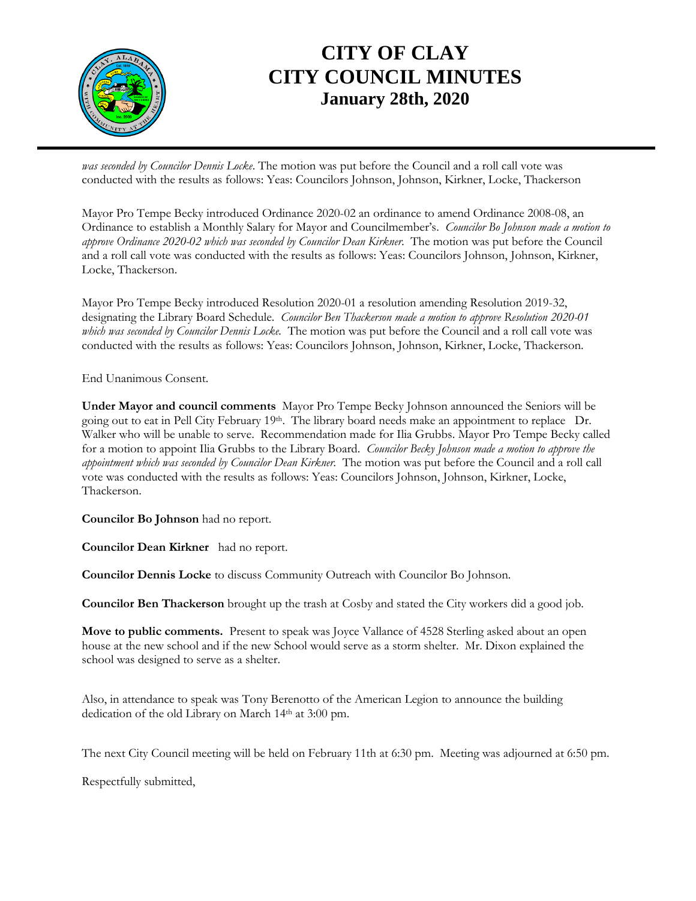*was seconded by Councilor Dennis Locke*. The motion was put before the Council and a roll call vote was conducted with the results as follows: Yeas: Councilors Johnson, Johnson, Kirkner, Locke, Thackerson

Mayor Pro Tempe Becky introduced Ordinance 2020-02 an ordinance to amend Ordinance 2008-08, an Ordinance to establish a Monthly Salary for Mayor and Councilmember's. *Councilor Bo Johnson made a motion to approve Ordinance 2020-02 which was seconded by Councilor Dean Kirkner.* The motion was put before the Council and a roll call vote was conducted with the results as follows: Yeas: Councilors Johnson, Johnson, Kirkner, Locke, Thackerson.

Mayor Pro Tempe Becky introduced Resolution 2020-01 a resolution amending Resolution 2019-32, designating the Library Board Schedule. *Councilor Ben Thackerson made a motion to approve Resolution 2020-01 which was seconded by Councilor Dennis Locke.* The motion was put before the Council and a roll call vote was conducted with the results as follows: Yeas: Councilors Johnson, Johnson, Kirkner, Locke, Thackerson.

End Unanimous Consent.

**Under Mayor and council comments** Mayor Pro Tempe Becky Johnson announced the Seniors will be going out to eat in Pell City February 19th. The library board needs make an appointment to replace Dr. Walker who will be unable to serve. Recommendation made for Ilia Grubbs. Mayor Pro Tempe Becky called for a motion to appoint Ilia Grubbs to the Library Board. *Councilor Becky Johnson made a motion to approve the appointment which was seconded by Councilor Dean Kirkner.* The motion was put before the Council and a roll call vote was conducted with the results as follows: Yeas: Councilors Johnson, Johnson, Kirkner, Locke, Thackerson.

**Councilor Bo Johnson** had no report.

**Councilor Dean Kirkner** had no report.

**Councilor Dennis Locke** to discuss Community Outreach with Councilor Bo Johnson.

**Councilor Ben Thackerson** brought up the trash at Cosby and stated the City workers did a good job.

**Move to public comments.** Present to speak was Joyce Vallance of 4528 Sterling asked about an open house at the new school and if the new School would serve as a storm shelter. Mr. Dixon explained the school was designed to serve as a shelter.

Also, in attendance to speak was Tony Berenotto of the American Legion to announce the building dedication of the old Library on March 14th at 3:00 pm.

The next City Council meeting will be held on February 11th at 6:30 pm. Meeting was adjourned at 6:50 pm.

Respectfully submitted,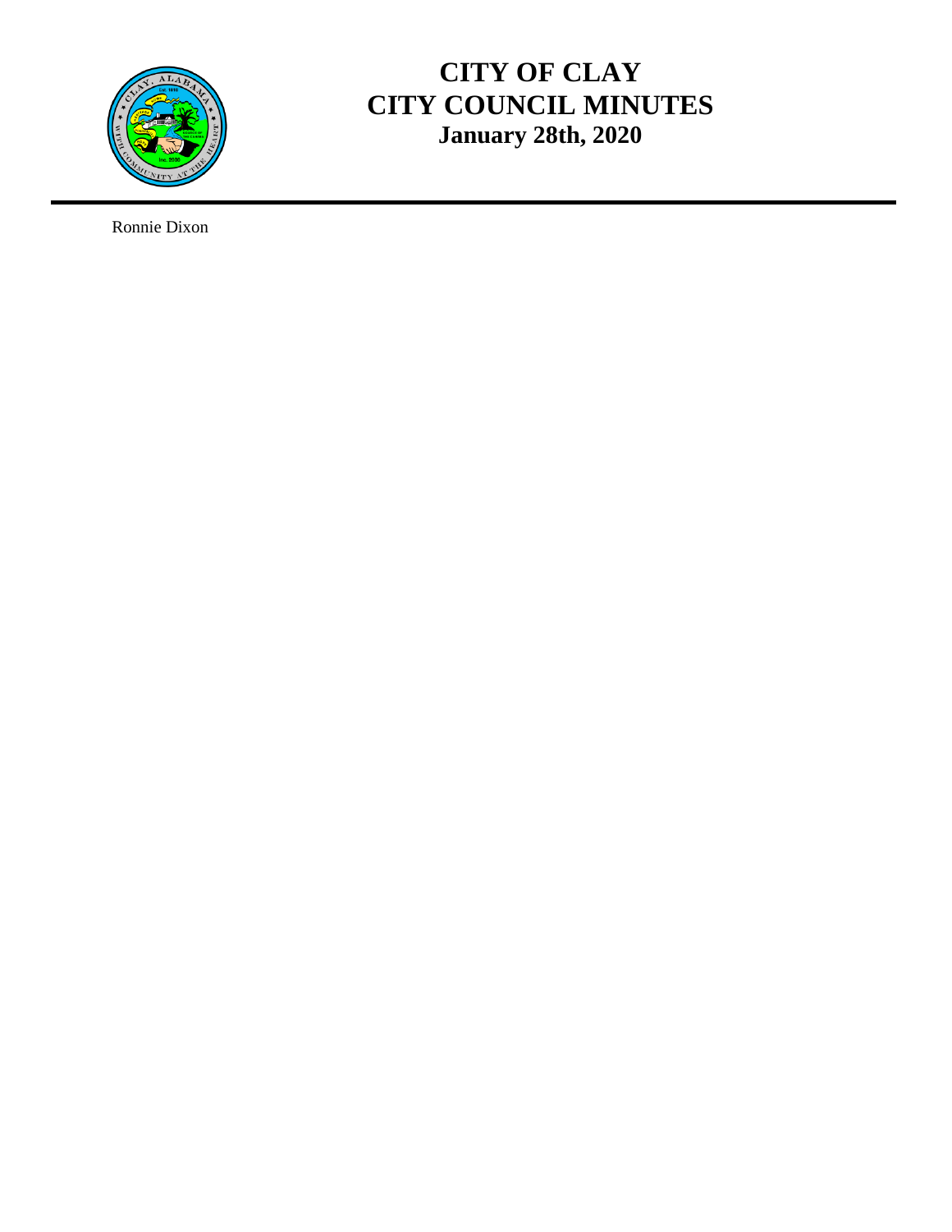Ronnie Dixon